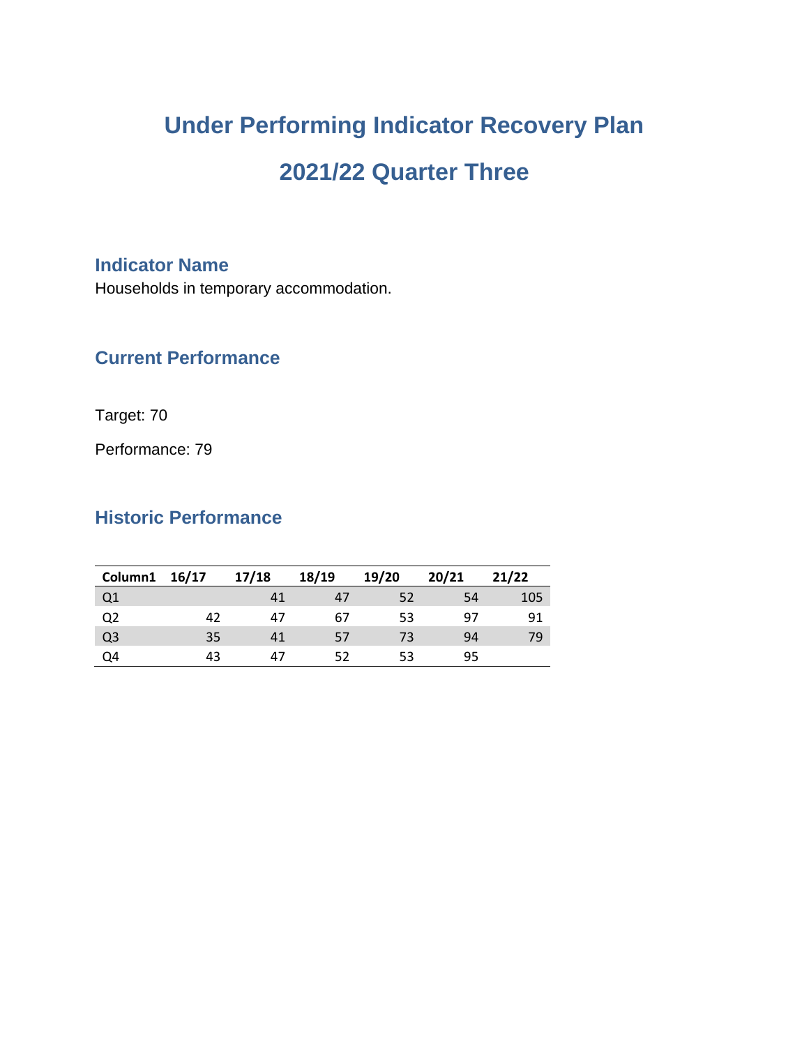# Under Performing Indicator Recovery Plan

# 2021/22 Quarter Three

## Indicator Name

Households in temporary accommodation.

## Current Performance

Target: 70

Performance: 79

## Historic Performance

| Column1 | 16/17 | 17/18 | 18/19 | 19/20 | 20/21 | 21/22 |
|---|---|---|---|---|---|---|
| Q1 | | 41 | 47 | 52 | 54 | 105 |
| Q2 | 42 | 47 | 67 | 53 | 97 | 91 |
| Q3 | 35 | 41 | 57 | 73 | 94 | 79 |
| Q4 | 43 | 47 | 52 | 53 | 95 | |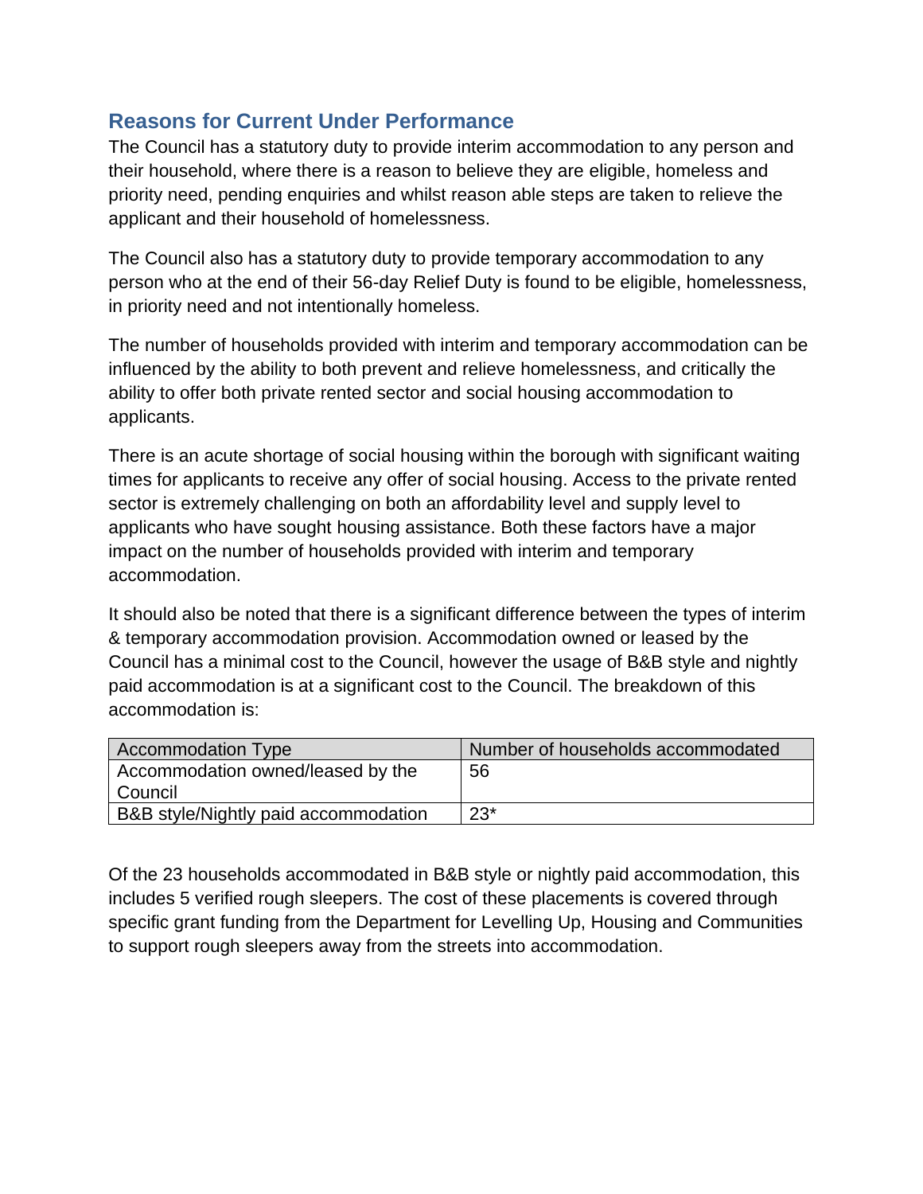## Reasons for Current Under Performance

The Council has a statutory duty to provide interim accommodation to any person and their household, where there is a reason to believe they are eligible, homeless and priority need, pending enquiries and whilst reason able steps are taken to relieve the applicant and their household of homelessness.

The Council also has a statutory duty to provide temporary accommodation to any person who at the end of their 56-day Relief Duty is found to be eligible, homelessness, in priority need and not intentionally homeless.

The number of households provided with interim and temporary accommodation can be influenced by the ability to both prevent and relieve homelessness, and critically the ability to offer both private rented sector and social housing accommodation to applicants.

There is an acute shortage of social housing within the borough with significant waiting times for applicants to receive any offer of social housing. Access to the private rented sector is extremely challenging on both an affordability level and supply level to applicants who have sought housing assistance. Both these factors have a major impact on the number of households provided with interim and temporary accommodation.

It should also be noted that there is a significant difference between the types of interim & temporary accommodation provision. Accommodation owned or leased by the Council has a minimal cost to the Council, however the usage of B&B style and nightly paid accommodation is at a significant cost to the Council. The breakdown of this accommodation is:

| Accommodation Type | Number of households accommodated |
|---|---|
| Accommodation owned/leased by the Council | 56 |
| B&B style/Nightly paid accommodation | 23* |

Of the 23 households accommodated in B&B style or nightly paid accommodation, this includes 5 verified rough sleepers. The cost of these placements is covered through specific grant funding from the Department for Levelling Up, Housing and Communities to support rough sleepers away from the streets into accommodation.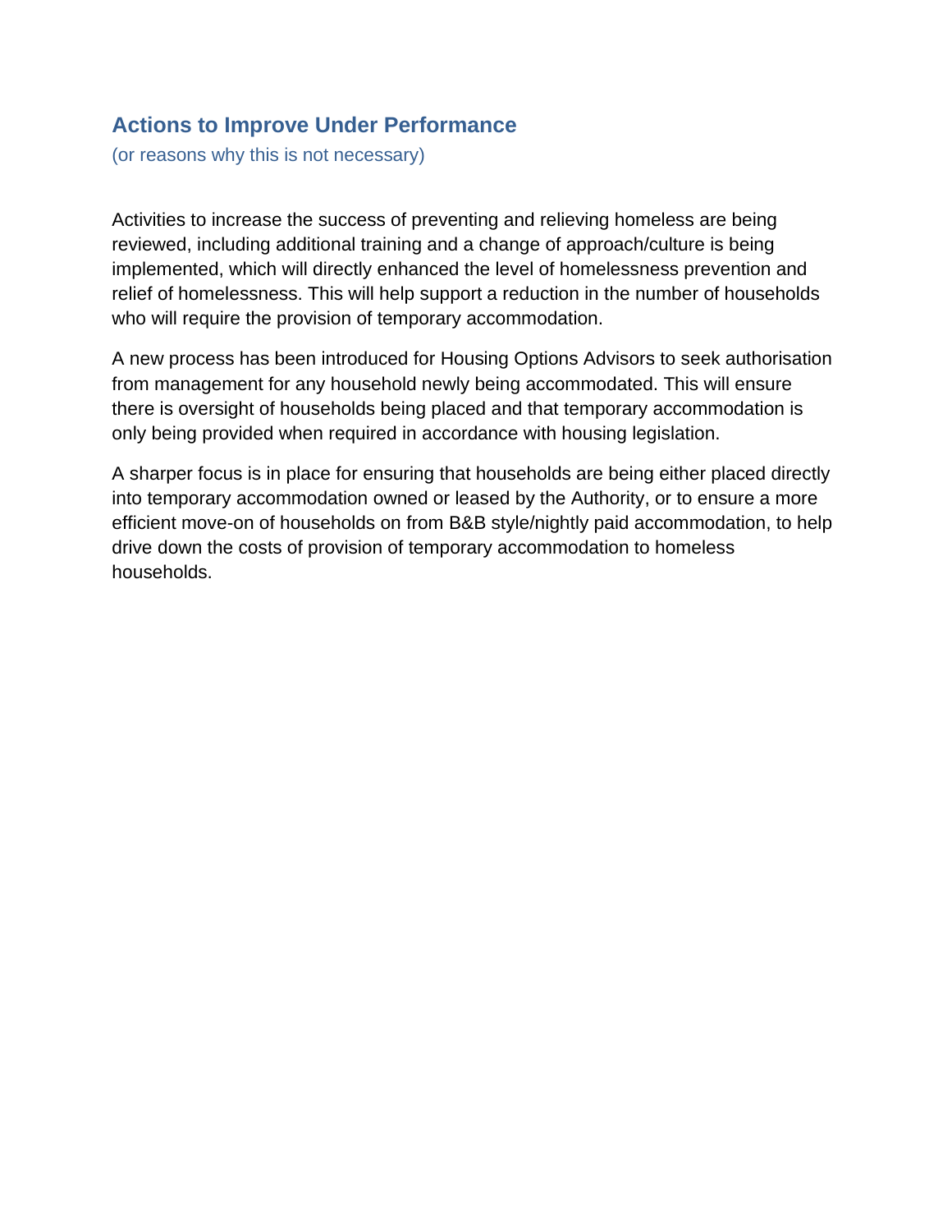## Actions to Improve Under Performance

(or reasons why this is not necessary)

Activities to increase the success of preventing and relieving homeless are being reviewed, including additional training and a change of approach/culture is being implemented, which will directly enhanced the level of homelessness prevention and relief of homelessness. This will help support a reduction in the number of households who will require the provision of temporary accommodation.

A new process has been introduced for Housing Options Advisors to seek authorisation from management for any household newly being accommodated. This will ensure there is oversight of households being placed and that temporary accommodation is only being provided when required in accordance with housing legislation.

A sharper focus is in place for ensuring that households are being either placed directly into temporary accommodation owned or leased by the Authority, or to ensure a more efficient move-on of households on from B&B style/nightly paid accommodation, to help drive down the costs of provision of temporary accommodation to homeless households.